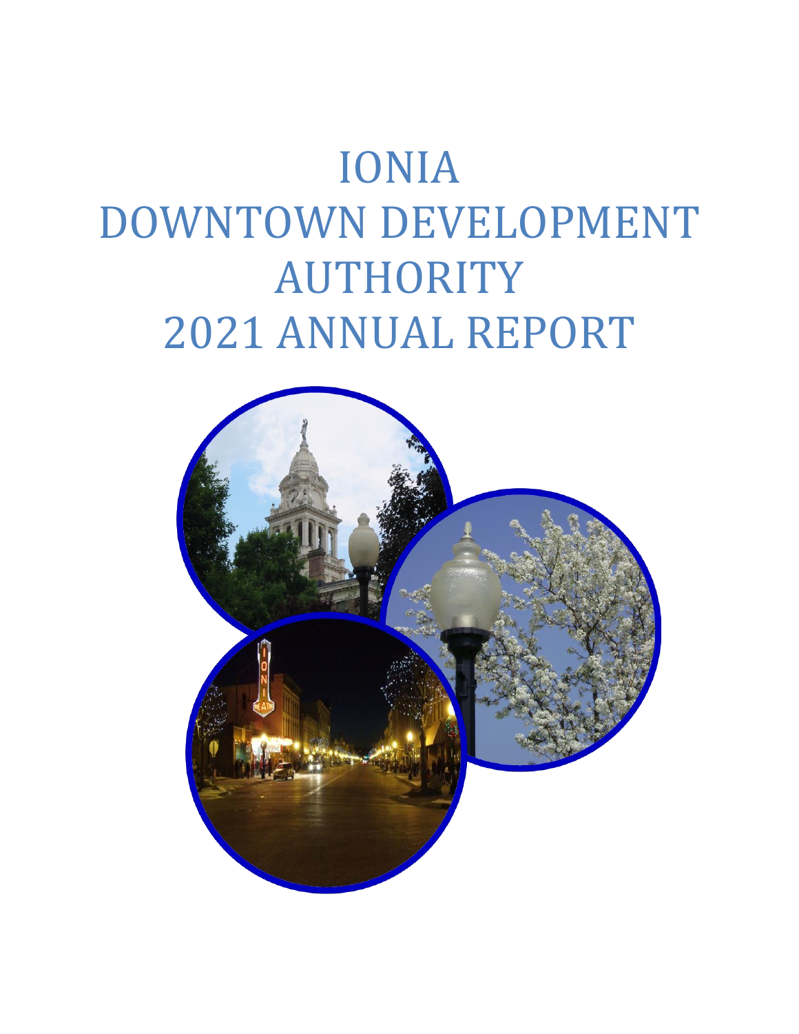# IONIA DOWNTOWN DEVELOPMENT AUTHORITY 2021 ANNUAL REPORT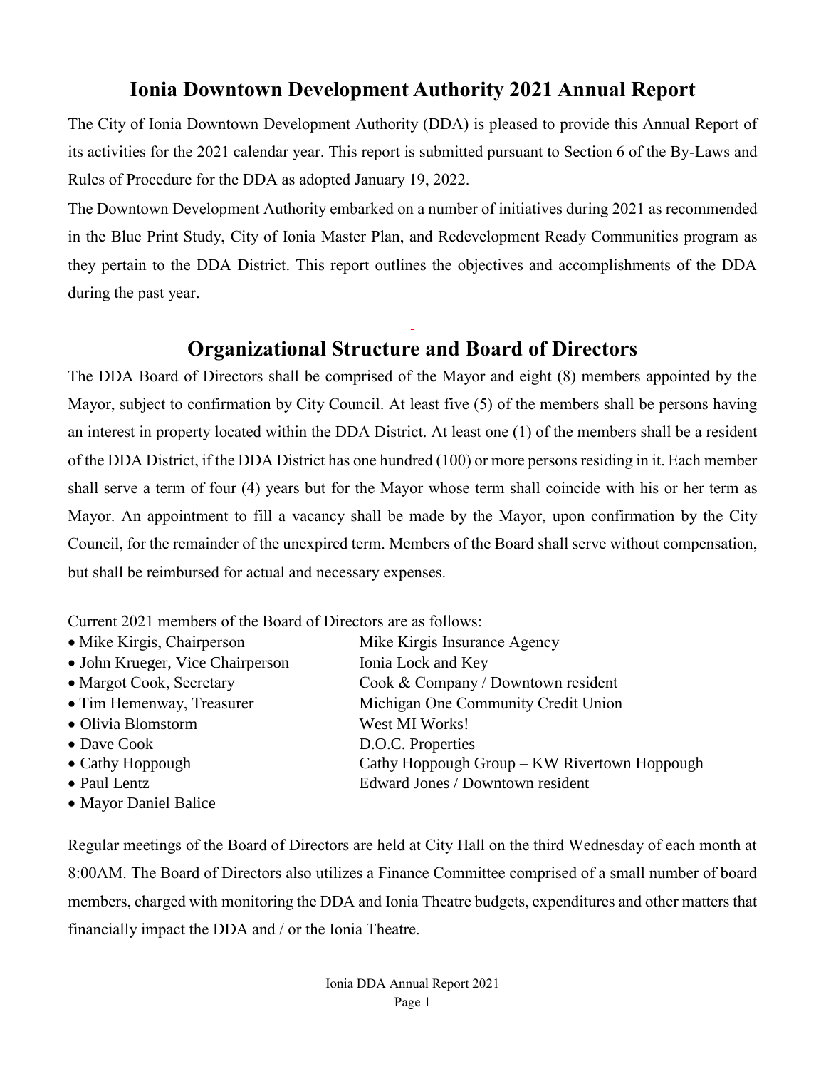# Ionia Downtown Development Authority 2021 Annual Report

The City of Ionia Downtown Development Authority (DDA) is pleased to provide this Annual Report of its activities for the 2021 calendar year. This report is submitted pursuant to Section 6 of the By-Laws and Rules of Procedure for the DDA as adopted January 19, 2022.

The Downtown Development Authority embarked on a number of initiatives during 2021 as recommended in the Blue Print Study, City of Ionia Master Plan, and Redevelopment Ready Communities program as they pertain to the DDA District. This report outlines the objectives and accomplishments of the DDA during the past year.

## Organizational Structure and Board of Directors

The DDA Board of Directors shall be comprised of the Mayor and eight (8) members appointed by the Mayor, subject to confirmation by City Council. At least five (5) of the members shall be persons having an interest in property located within the DDA District. At least one (1) of the members shall be a resident of the DDA District, if the DDA District has one hundred (100) or more persons residing in it. Each member shall serve a term of four (4) years but for the Mayor whose term shall coincide with his or her term as Mayor. An appointment to fill a vacancy shall be made by the Mayor, upon confirmation by the City Council, for the remainder of the unexpired term. Members of the Board shall serve without compensation, but shall be reimbursed for actual and necessary expenses.

Current 2021 members of the Board of Directors are as follows:

- Mike Kirgis, Chairperson — Mike Kirgis Insurance Agency
- John Krueger, Vice Chairperson — Ionia Lock and Key
- Margot Cook, Secretary — Cook & Company / Downtown resident
- Tim Hemenway, Treasurer — Michigan One Community Credit Union
- Olivia Blomstorm — West MI Works!
- Dave Cook — D.O.C. Properties
- Cathy Hoppough — Cathy Hoppough Group – KW Rivertown Hoppough
- Paul Lentz — Edward Jones / Downtown resident
- Mayor Daniel Balice

Regular meetings of the Board of Directors are held at City Hall on the third Wednesday of each month at 8:00AM. The Board of Directors also utilizes a Finance Committee comprised of a small number of board members, charged with monitoring the DDA and Ionia Theatre budgets, expenditures and other matters that financially impact the DDA and / or the Ionia Theatre.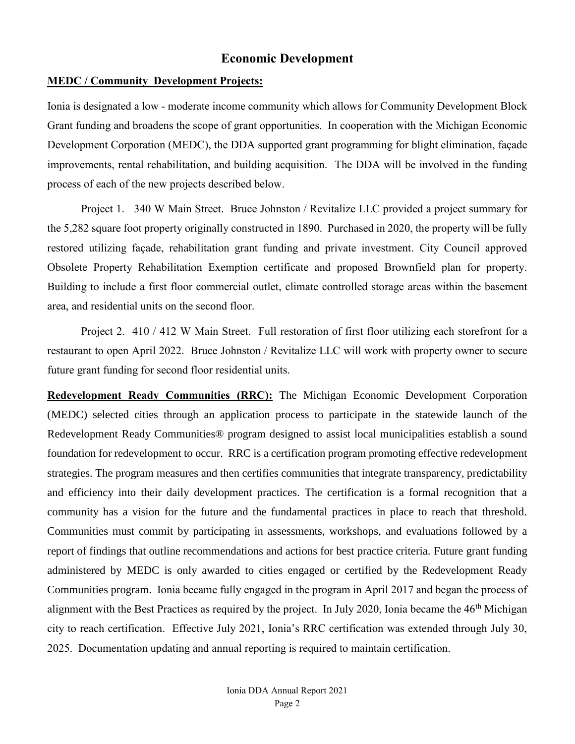# Economic Development

**MEDC / Community Development Projects:**

Ionia is designated a low - moderate income community which allows for Community Development Block Grant funding and broadens the scope of grant opportunities. In cooperation with the Michigan Economic Development Corporation (MEDC), the DDA supported grant programming for blight elimination, façade improvements, rental rehabilitation, and building acquisition. The DDA will be involved in the funding process of each of the new projects described below.

Project 1. 340 W Main Street. Bruce Johnston / Revitalize LLC provided a project summary for the 5,282 square foot property originally constructed in 1890. Purchased in 2020, the property will be fully restored utilizing façade, rehabilitation grant funding and private investment. City Council approved Obsolete Property Rehabilitation Exemption certificate and proposed Brownfield plan for property. Building to include a first floor commercial outlet, climate controlled storage areas within the basement area, and residential units on the second floor.

Project 2. 410 / 412 W Main Street. Full restoration of first floor utilizing each storefront for a restaurant to open April 2022. Bruce Johnston / Revitalize LLC will work with property owner to secure future grant funding for second floor residential units.

**Redevelopment Ready Communities (RRC):** The Michigan Economic Development Corporation (MEDC) selected cities through an application process to participate in the statewide launch of the Redevelopment Ready Communities® program designed to assist local municipalities establish a sound foundation for redevelopment to occur. RRC is a certification program promoting effective redevelopment strategies. The program measures and then certifies communities that integrate transparency, predictability and efficiency into their daily development practices. The certification is a formal recognition that a community has a vision for the future and the fundamental practices in place to reach that threshold. Communities must commit by participating in assessments, workshops, and evaluations followed by a report of findings that outline recommendations and actions for best practice criteria. Future grant funding administered by MEDC is only awarded to cities engaged or certified by the Redevelopment Ready Communities program. Ionia became fully engaged in the program in April 2017 and began the process of alignment with the Best Practices as required by the project. In July 2020, Ionia became the 46th Michigan city to reach certification. Effective July 2021, Ionia's RRC certification was extended through July 30, 2025. Documentation updating and annual reporting is required to maintain certification.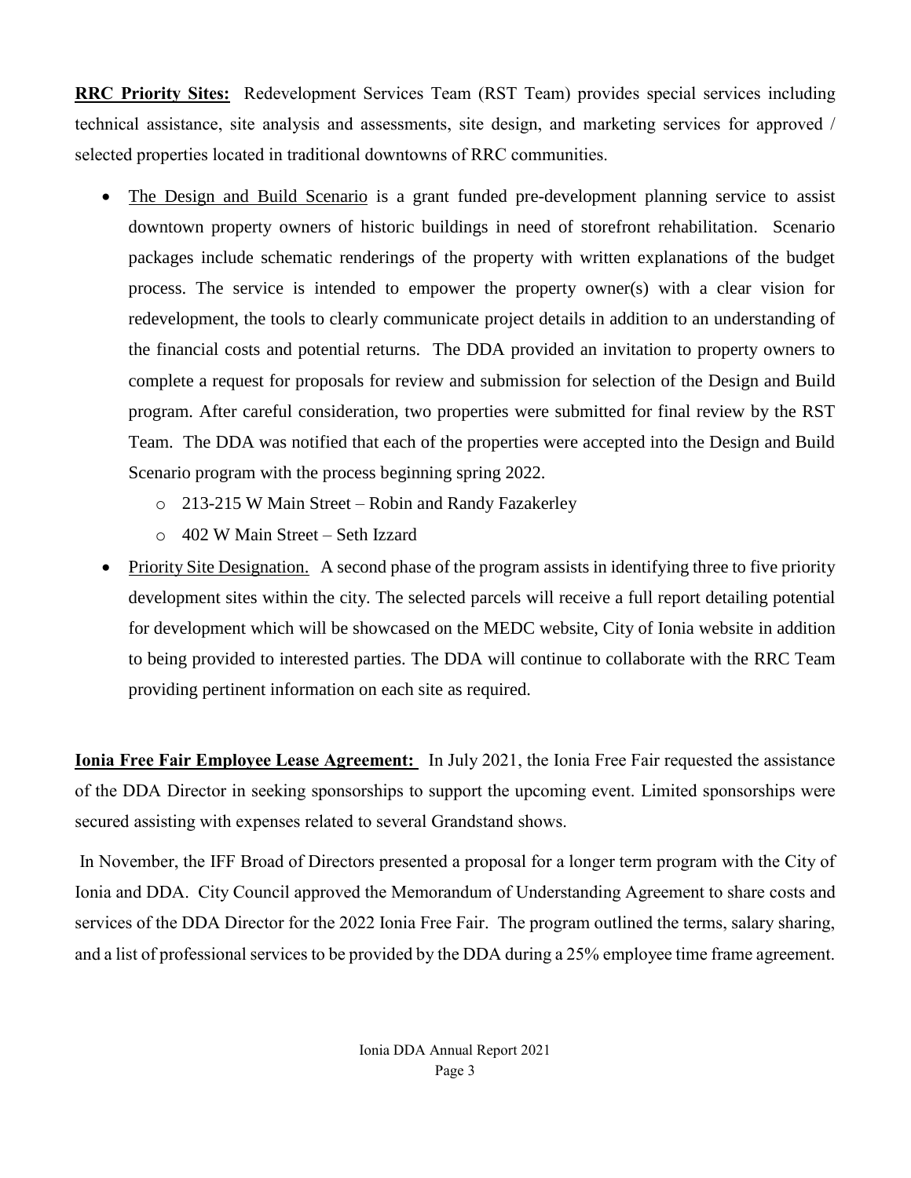**RRC Priority Sites:** Redevelopment Services Team (RST Team) provides special services including technical assistance, site analysis and assessments, site design, and marketing services for approved / selected properties located in traditional downtowns of RRC communities.

- The Design and Build Scenario is a grant funded pre-development planning service to assist downtown property owners of historic buildings in need of storefront rehabilitation. Scenario packages include schematic renderings of the property with written explanations of the budget process. The service is intended to empower the property owner(s) with a clear vision for redevelopment, the tools to clearly communicate project details in addition to an understanding of the financial costs and potential returns. The DDA provided an invitation to property owners to complete a request for proposals for review and submission for selection of the Design and Build program. After careful consideration, two properties were submitted for final review by the RST Team. The DDA was notified that each of the properties were accepted into the Design and Build Scenario program with the process beginning spring 2022.
    - 213-215 W Main Street – Robin and Randy Fazakerley
    - 402 W Main Street – Seth Izzard
- Priority Site Designation. A second phase of the program assists in identifying three to five priority development sites within the city. The selected parcels will receive a full report detailing potential for development which will be showcased on the MEDC website, City of Ionia website in addition to being provided to interested parties. The DDA will continue to collaborate with the RRC Team providing pertinent information on each site as required.

**Ionia Free Fair Employee Lease Agreement:** In July 2021, the Ionia Free Fair requested the assistance of the DDA Director in seeking sponsorships to support the upcoming event. Limited sponsorships were secured assisting with expenses related to several Grandstand shows.

In November, the IFF Broad of Directors presented a proposal for a longer term program with the City of Ionia and DDA. City Council approved the Memorandum of Understanding Agreement to share costs and services of the DDA Director for the 2022 Ionia Free Fair. The program outlined the terms, salary sharing, and a list of professional services to be provided by the DDA during a 25% employee time frame agreement.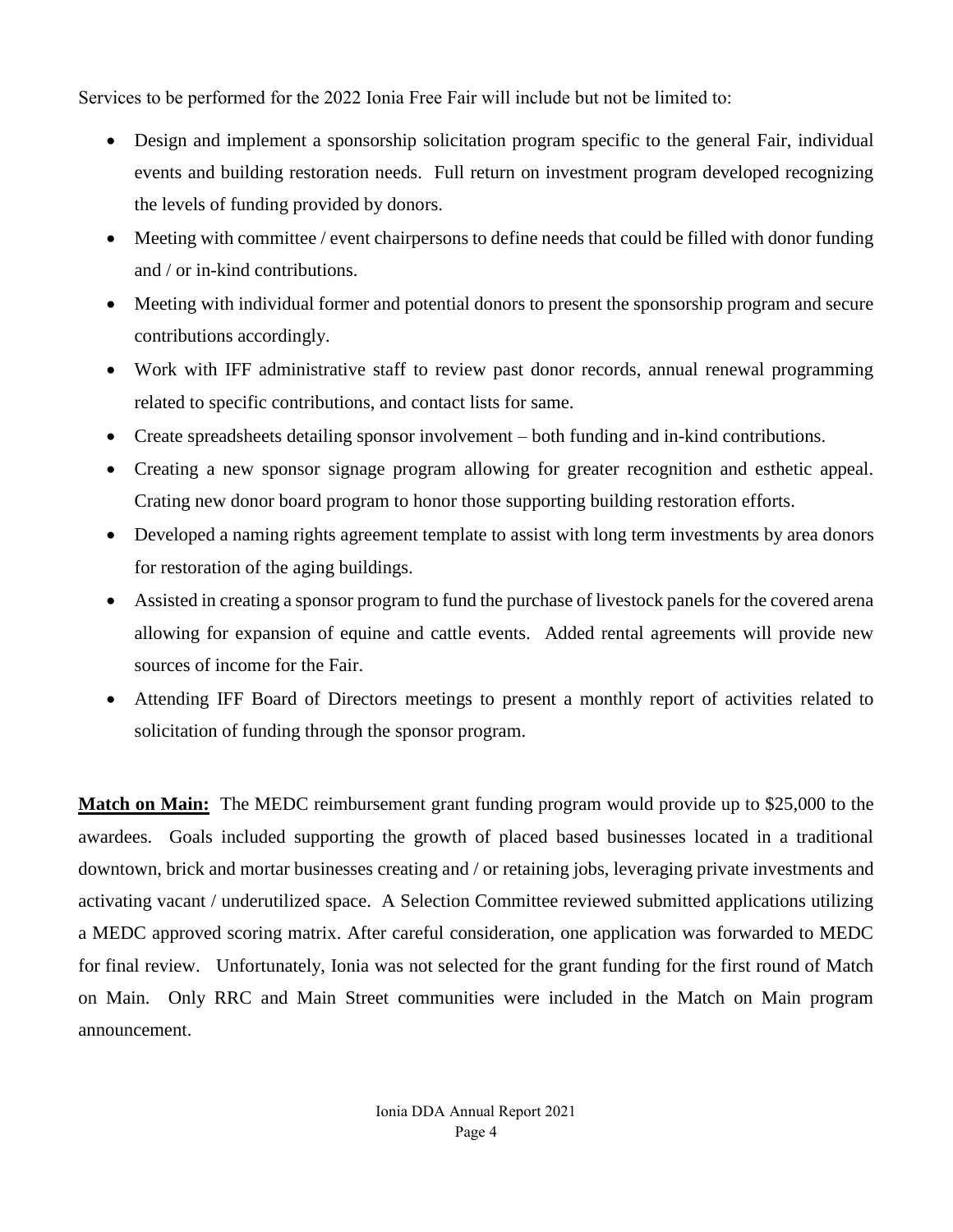Services to be performed for the 2022 Ionia Free Fair will include but not be limited to:

- Design and implement a sponsorship solicitation program specific to the general Fair, individual events and building restoration needs. Full return on investment program developed recognizing the levels of funding provided by donors.
- Meeting with committee / event chairpersons to define needs that could be filled with donor funding and / or in-kind contributions.
- Meeting with individual former and potential donors to present the sponsorship program and secure contributions accordingly.
- Work with IFF administrative staff to review past donor records, annual renewal programming related to specific contributions, and contact lists for same.
- Create spreadsheets detailing sponsor involvement – both funding and in-kind contributions.
- Creating a new sponsor signage program allowing for greater recognition and esthetic appeal. Crating new donor board program to honor those supporting building restoration efforts.
- Developed a naming rights agreement template to assist with long term investments by area donors for restoration of the aging buildings.
- Assisted in creating a sponsor program to fund the purchase of livestock panels for the covered arena allowing for expansion of equine and cattle events. Added rental agreements will provide new sources of income for the Fair.
- Attending IFF Board of Directors meetings to present a monthly report of activities related to solicitation of funding through the sponsor program.

**Match on Main:** The MEDC reimbursement grant funding program would provide up to $25,000 to the awardees. Goals included supporting the growth of placed based businesses located in a traditional downtown, brick and mortar businesses creating and / or retaining jobs, leveraging private investments and activating vacant / underutilized space. A Selection Committee reviewed submitted applications utilizing a MEDC approved scoring matrix. After careful consideration, one application was forwarded to MEDC for final review. Unfortunately, Ionia was not selected for the grant funding for the first round of Match on Main. Only RRC and Main Street communities were included in the Match on Main program announcement.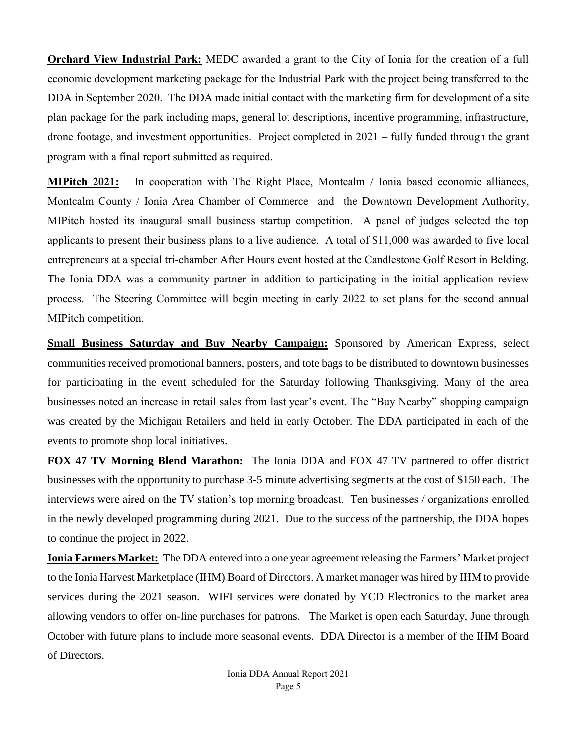**Orchard View Industrial Park:** MEDC awarded a grant to the City of Ionia for the creation of a full economic development marketing package for the Industrial Park with the project being transferred to the DDA in September 2020. The DDA made initial contact with the marketing firm for development of a site plan package for the park including maps, general lot descriptions, incentive programming, infrastructure, drone footage, and investment opportunities. Project completed in 2021 – fully funded through the grant program with a final report submitted as required.

**MIPitch 2021:** In cooperation with The Right Place, Montcalm / Ionia based economic alliances, Montcalm County / Ionia Area Chamber of Commerce and the Downtown Development Authority, MIPitch hosted its inaugural small business startup competition. A panel of judges selected the top applicants to present their business plans to a live audience. A total of $11,000 was awarded to five local entrepreneurs at a special tri-chamber After Hours event hosted at the Candlestone Golf Resort in Belding. The Ionia DDA was a community partner in addition to participating in the initial application review process. The Steering Committee will begin meeting in early 2022 to set plans for the second annual MIPitch competition.

**Small Business Saturday and Buy Nearby Campaign:** Sponsored by American Express, select communities received promotional banners, posters, and tote bags to be distributed to downtown businesses for participating in the event scheduled for the Saturday following Thanksgiving. Many of the area businesses noted an increase in retail sales from last year's event. The "Buy Nearby" shopping campaign was created by the Michigan Retailers and held in early October. The DDA participated in each of the events to promote shop local initiatives.

**FOX 47 TV Morning Blend Marathon:** The Ionia DDA and FOX 47 TV partnered to offer district businesses with the opportunity to purchase 3-5 minute advertising segments at the cost of $150 each. The interviews were aired on the TV station's top morning broadcast. Ten businesses / organizations enrolled in the newly developed programming during 2021. Due to the success of the partnership, the DDA hopes to continue the project in 2022.

**Ionia Farmers Market:** The DDA entered into a one year agreement releasing the Farmers' Market project to the Ionia Harvest Marketplace (IHM) Board of Directors. A market manager was hired by IHM to provide services during the 2021 season. WIFI services were donated by YCD Electronics to the market area allowing vendors to offer on-line purchases for patrons. The Market is open each Saturday, June through October with future plans to include more seasonal events. DDA Director is a member of the IHM Board of Directors.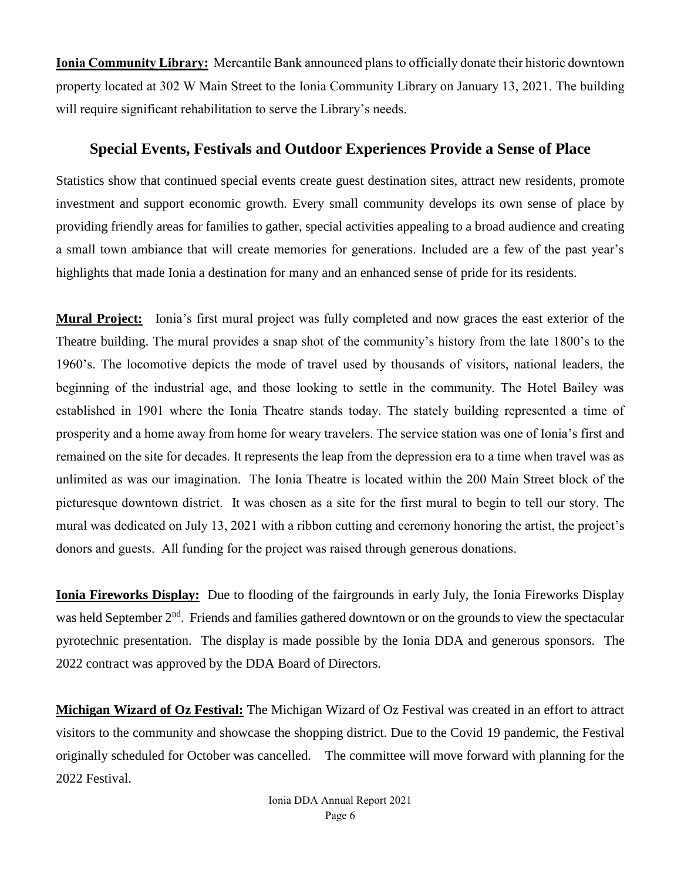**Ionia Community Library:** Mercantile Bank announced plans to officially donate their historic downtown property located at 302 W Main Street to the Ionia Community Library on January 13, 2021. The building will require significant rehabilitation to serve the Library's needs.

## Special Events, Festivals and Outdoor Experiences Provide a Sense of Place

Statistics show that continued special events create guest destination sites, attract new residents, promote investment and support economic growth. Every small community develops its own sense of place by providing friendly areas for families to gather, special activities appealing to a broad audience and creating a small town ambiance that will create memories for generations. Included are a few of the past year's highlights that made Ionia a destination for many and an enhanced sense of pride for its residents.

**Mural Project:** Ionia's first mural project was fully completed and now graces the east exterior of the Theatre building. The mural provides a snap shot of the community's history from the late 1800's to the 1960's. The locomotive depicts the mode of travel used by thousands of visitors, national leaders, the beginning of the industrial age, and those looking to settle in the community. The Hotel Bailey was established in 1901 where the Ionia Theatre stands today. The stately building represented a time of prosperity and a home away from home for weary travelers. The service station was one of Ionia's first and remained on the site for decades. It represents the leap from the depression era to a time when travel was as unlimited as was our imagination. The Ionia Theatre is located within the 200 Main Street block of the picturesque downtown district. It was chosen as a site for the first mural to begin to tell our story. The mural was dedicated on July 13, 2021 with a ribbon cutting and ceremony honoring the artist, the project's donors and guests. All funding for the project was raised through generous donations.

**Ionia Fireworks Display:** Due to flooding of the fairgrounds in early July, the Ionia Fireworks Display was held September 2nd. Friends and families gathered downtown or on the grounds to view the spectacular pyrotechnic presentation. The display is made possible by the Ionia DDA and generous sponsors. The 2022 contract was approved by the DDA Board of Directors.

**Michigan Wizard of Oz Festival:** The Michigan Wizard of Oz Festival was created in an effort to attract visitors to the community and showcase the shopping district. Due to the Covid 19 pandemic, the Festival originally scheduled for October was cancelled. The committee will move forward with planning for the 2022 Festival.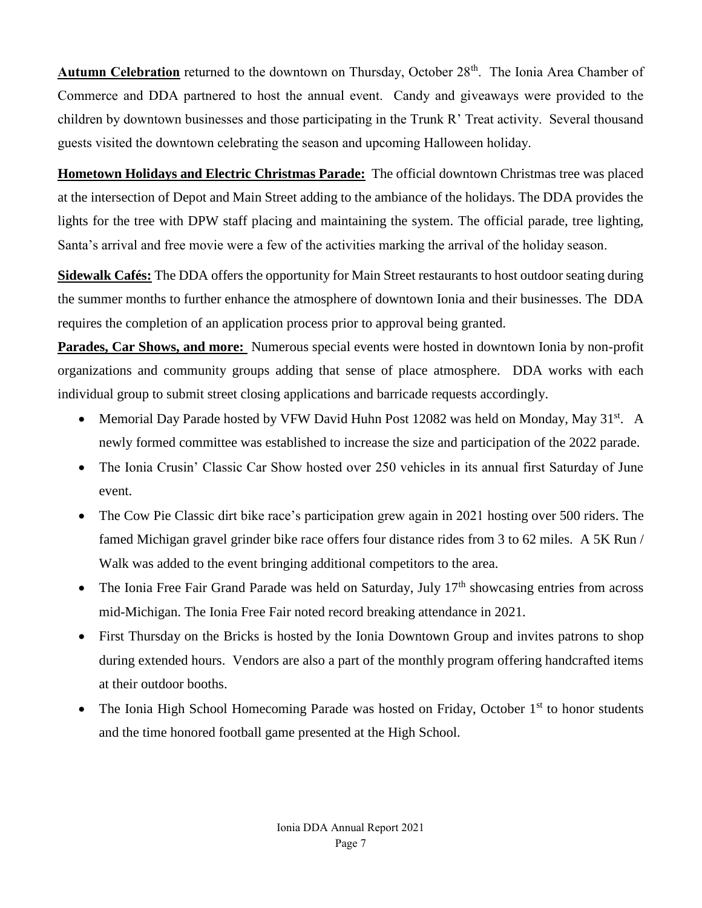**Autumn Celebration** returned to the downtown on Thursday, October 28th. The Ionia Area Chamber of Commerce and DDA partnered to host the annual event. Candy and giveaways were provided to the children by downtown businesses and those participating in the Trunk R' Treat activity. Several thousand guests visited the downtown celebrating the season and upcoming Halloween holiday.

**Hometown Holidays and Electric Christmas Parade:** The official downtown Christmas tree was placed at the intersection of Depot and Main Street adding to the ambiance of the holidays. The DDA provides the lights for the tree with DPW staff placing and maintaining the system. The official parade, tree lighting, Santa's arrival and free movie were a few of the activities marking the arrival of the holiday season.

**Sidewalk Cafés:** The DDA offers the opportunity for Main Street restaurants to host outdoor seating during the summer months to further enhance the atmosphere of downtown Ionia and their businesses. The DDA requires the completion of an application process prior to approval being granted.

**Parades, Car Shows, and more:** Numerous special events were hosted in downtown Ionia by non-profit organizations and community groups adding that sense of place atmosphere. DDA works with each individual group to submit street closing applications and barricade requests accordingly.

- Memorial Day Parade hosted by VFW David Huhn Post 12082 was held on Monday, May 31st. A newly formed committee was established to increase the size and participation of the 2022 parade.
- The Ionia Crusin' Classic Car Show hosted over 250 vehicles in its annual first Saturday of June event.
- The Cow Pie Classic dirt bike race's participation grew again in 2021 hosting over 500 riders. The famed Michigan gravel grinder bike race offers four distance rides from 3 to 62 miles. A 5K Run / Walk was added to the event bringing additional competitors to the area.
- The Ionia Free Fair Grand Parade was held on Saturday, July 17th showcasing entries from across mid-Michigan. The Ionia Free Fair noted record breaking attendance in 2021.
- First Thursday on the Bricks is hosted by the Ionia Downtown Group and invites patrons to shop during extended hours. Vendors are also a part of the monthly program offering handcrafted items at their outdoor booths.
- The Ionia High School Homecoming Parade was hosted on Friday, October 1st to honor students and the time honored football game presented at the High School.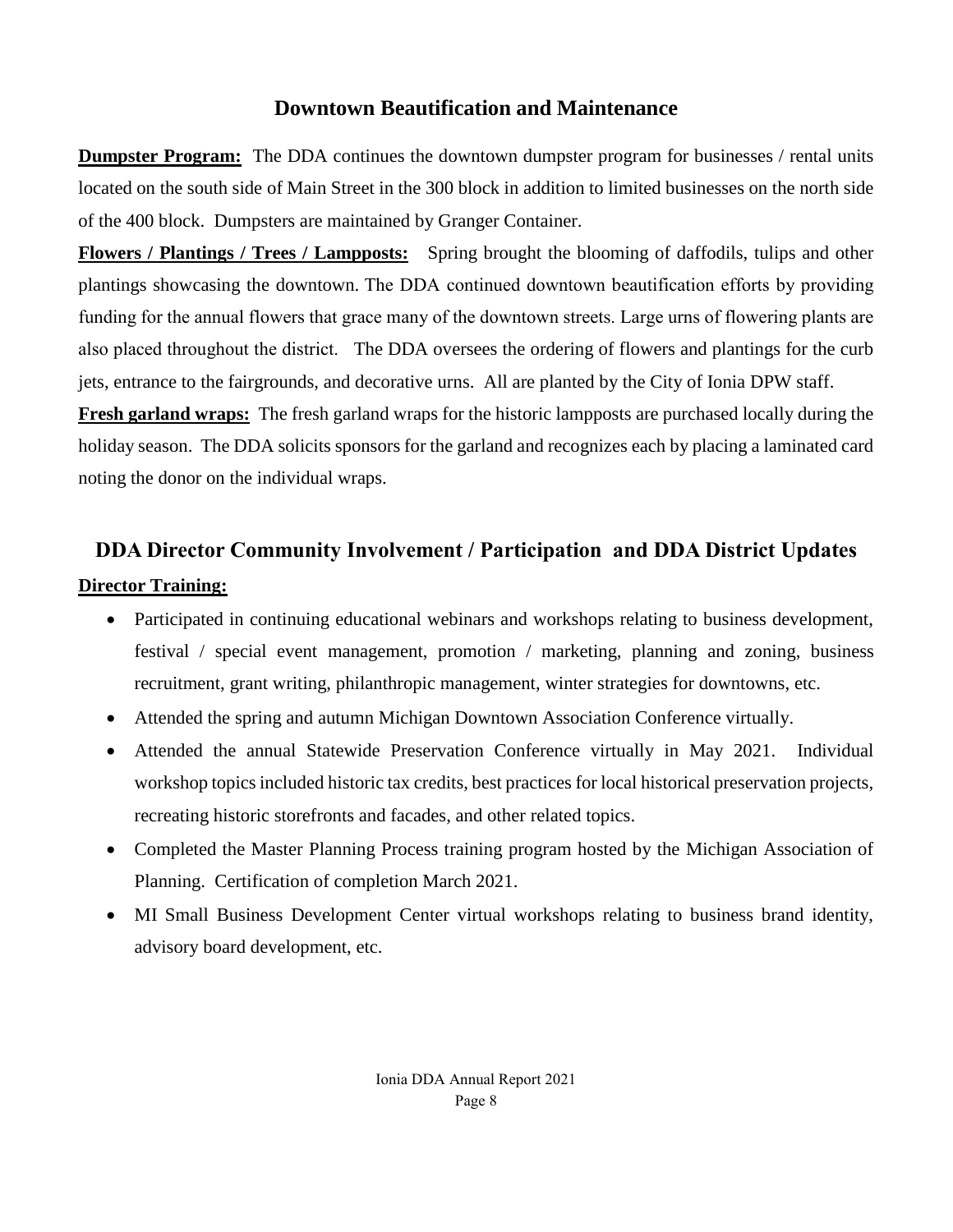## Downtown Beautification and Maintenance

**Dumpster Program:** The DDA continues the downtown dumpster program for businesses / rental units located on the south side of Main Street in the 300 block in addition to limited businesses on the north side of the 400 block. Dumpsters are maintained by Granger Container.

**Flowers / Plantings / Trees / Lampposts:** Spring brought the blooming of daffodils, tulips and other plantings showcasing the downtown. The DDA continued downtown beautification efforts by providing funding for the annual flowers that grace many of the downtown streets. Large urns of flowering plants are also placed throughout the district. The DDA oversees the ordering of flowers and plantings for the curb jets, entrance to the fairgrounds, and decorative urns. All are planted by the City of Ionia DPW staff.

**Fresh garland wraps:** The fresh garland wraps for the historic lampposts are purchased locally during the holiday season. The DDA solicits sponsors for the garland and recognizes each by placing a laminated card noting the donor on the individual wraps.

## DDA Director Community Involvement / Participation and DDA District Updates

**Director Training:**

- Participated in continuing educational webinars and workshops relating to business development, festival / special event management, promotion / marketing, planning and zoning, business recruitment, grant writing, philanthropic management, winter strategies for downtowns, etc.
- Attended the spring and autumn Michigan Downtown Association Conference virtually.
- Attended the annual Statewide Preservation Conference virtually in May 2021. Individual workshop topics included historic tax credits, best practices for local historical preservation projects, recreating historic storefronts and facades, and other related topics.
- Completed the Master Planning Process training program hosted by the Michigan Association of Planning. Certification of completion March 2021.
- MI Small Business Development Center virtual workshops relating to business brand identity, advisory board development, etc.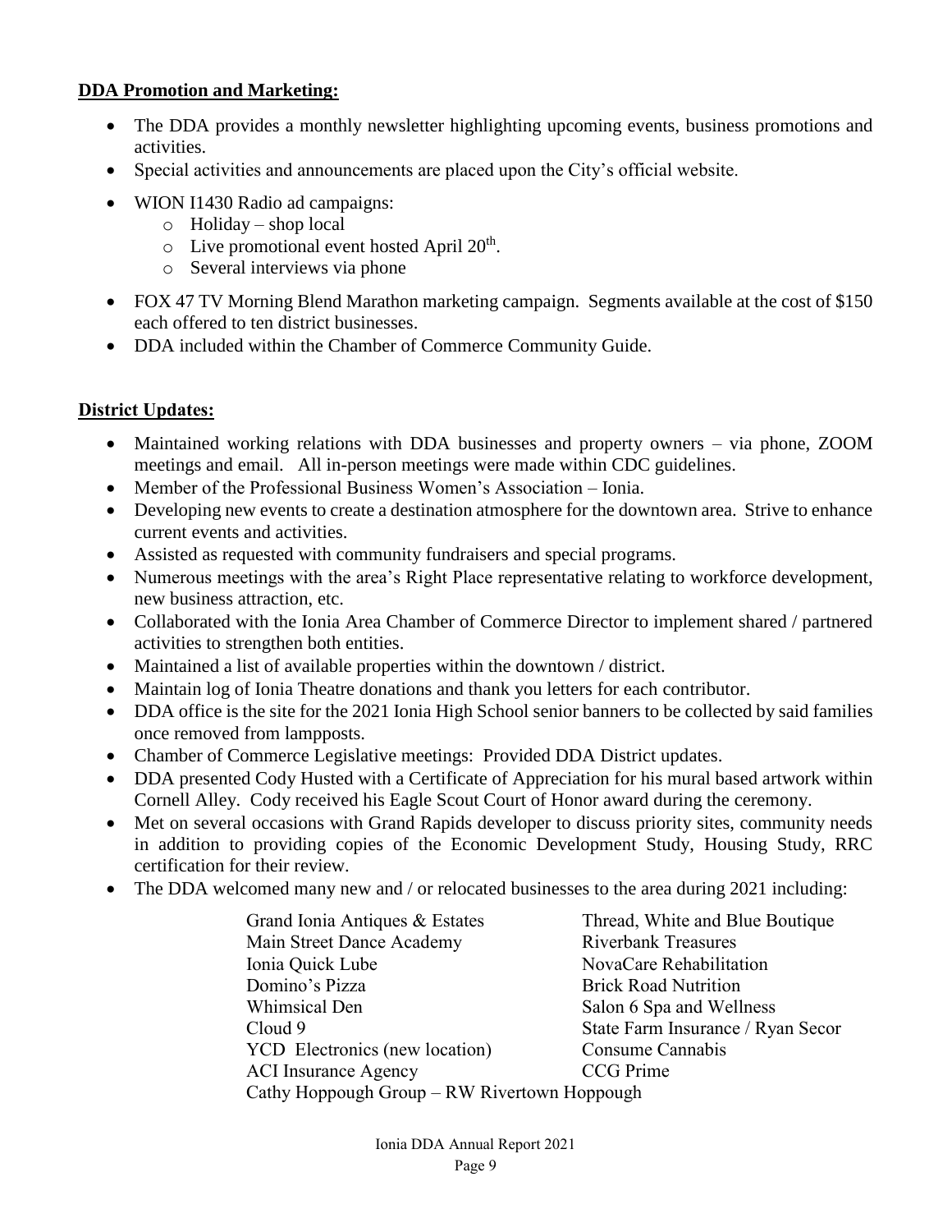**DDA Promotion and Marketing:**

- The DDA provides a monthly newsletter highlighting upcoming events, business promotions and activities.
- Special activities and announcements are placed upon the City's official website.
- WION I1430 Radio ad campaigns:
  - Holiday – shop local
  - Live promotional event hosted April 20th.
  - Several interviews via phone
- FOX 47 TV Morning Blend Marathon marketing campaign. Segments available at the cost of $150 each offered to ten district businesses.
- DDA included within the Chamber of Commerce Community Guide.

**District Updates:**

- Maintained working relations with DDA businesses and property owners – via phone, ZOOM meetings and email. All in-person meetings were made within CDC guidelines.
- Member of the Professional Business Women's Association – Ionia.
- Developing new events to create a destination atmosphere for the downtown area. Strive to enhance current events and activities.
- Assisted as requested with community fundraisers and special programs.
- Numerous meetings with the area's Right Place representative relating to workforce development, new business attraction, etc.
- Collaborated with the Ionia Area Chamber of Commerce Director to implement shared / partnered activities to strengthen both entities.
- Maintained a list of available properties within the downtown / district.
- Maintain log of Ionia Theatre donations and thank you letters for each contributor.
- DDA office is the site for the 2021 Ionia High School senior banners to be collected by said families once removed from lampposts.
- Chamber of Commerce Legislative meetings: Provided DDA District updates.
- DDA presented Cody Husted with a Certificate of Appreciation for his mural based artwork within Cornell Alley. Cody received his Eagle Scout Court of Honor award during the ceremony.
- Met on several occasions with Grand Rapids developer to discuss priority sites, community needs in addition to providing copies of the Economic Development Study, Housing Study, RRC certification for their review.
- The DDA welcomed many new and / or relocated businesses to the area during 2021 including:

| | |
|---|---|
| Grand Ionia Antiques & Estates | Thread, White and Blue Boutique |
| Main Street Dance Academy | Riverbank Treasures |
| Ionia Quick Lube | NovaCare Rehabilitation |
| Domino's Pizza | Brick Road Nutrition |
| Whimsical Den | Salon 6 Spa and Wellness |
| Cloud 9 | State Farm Insurance / Ryan Secor |
| YCD Electronics (new location) | Consume Cannabis |
| ACI Insurance Agency | CCG Prime |
| Cathy Hoppough Group – RW Rivertown Hoppough | |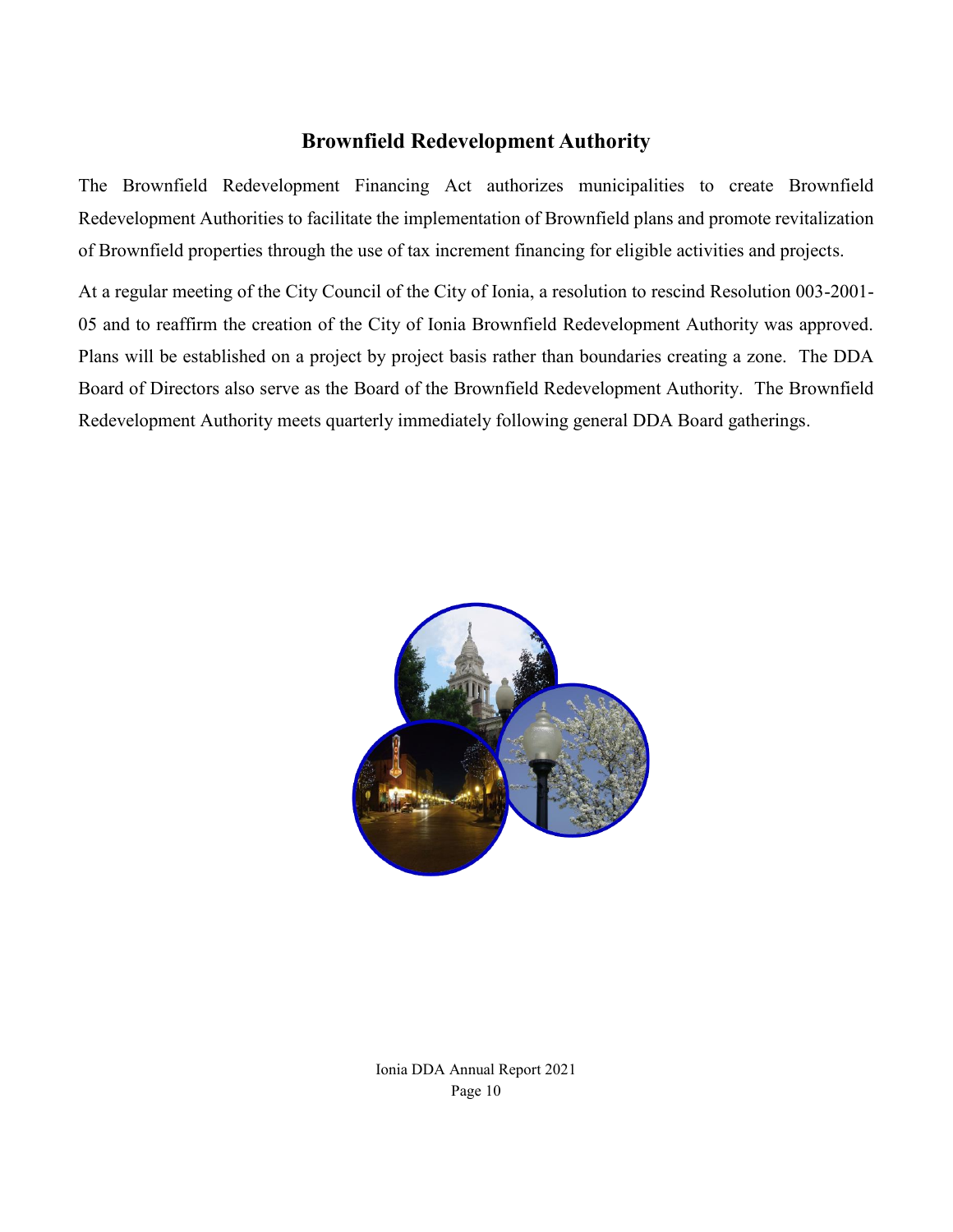## Brownfield Redevelopment Authority

The Brownfield Redevelopment Financing Act authorizes municipalities to create Brownfield Redevelopment Authorities to facilitate the implementation of Brownfield plans and promote revitalization of Brownfield properties through the use of tax increment financing for eligible activities and projects.

At a regular meeting of the City Council of the City of Ionia, a resolution to rescind Resolution 003-2001-05 and to reaffirm the creation of the City of Ionia Brownfield Redevelopment Authority was approved. Plans will be established on a project by project basis rather than boundaries creating a zone. The DDA Board of Directors also serve as the Board of the Brownfield Redevelopment Authority. The Brownfield Redevelopment Authority meets quarterly immediately following general DDA Board gatherings.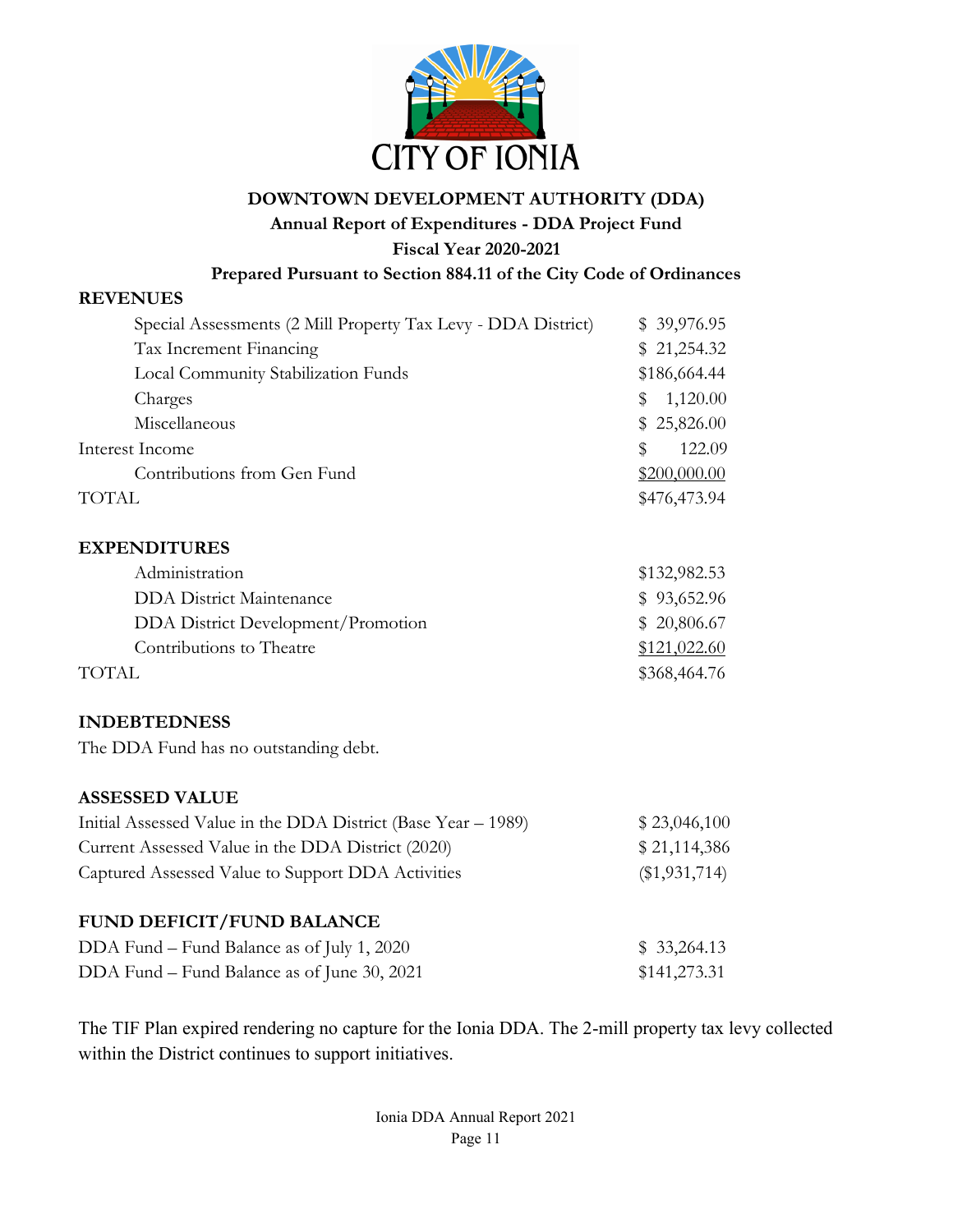CITY OF IONIA

**DOWNTOWN DEVELOPMENT AUTHORITY (DDA)**

**Annual Report of Expenditures - DDA Project Fund**

**Fiscal Year 2020-2021**

**Prepared Pursuant to Section 884.11 of the City Code of Ordinances**

## REVENUES

| | |
|---|---|
| Special Assessments (2 Mill Property Tax Levy - DDA District) | $ 39,976.95 |
| Tax Increment Financing | $ 21,254.32 |
| Local Community Stabilization Funds | $186,664.44 |
| Charges | $ 1,120.00 |
| Miscellaneous | $ 25,826.00 |
| Interest Income | $ 122.09 |
| Contributions from Gen Fund | $200,000.00 |
| TOTAL | $476,473.94 |

## EXPENDITURES

| | |
|---|---|
| Administration | $132,982.53 |
| DDA District Maintenance | $ 93,652.96 |
| DDA District Development/Promotion | $ 20,806.67 |
| Contributions to Theatre | $121,022.60 |
| TOTAL | $368,464.76 |

## INDEBTEDNESS

The DDA Fund has no outstanding debt.

## ASSESSED VALUE

| | |
|---|---|
| Initial Assessed Value in the DDA District (Base Year – 1989) | $ 23,046,100 |
| Current Assessed Value in the DDA District (2020) | $ 21,114,386 |
| Captured Assessed Value to Support DDA Activities | ($1,931,714) |

## FUND DEFICIT/FUND BALANCE

| | |
|---|---|
| DDA Fund – Fund Balance as of July 1, 2020 | $ 33,264.13 |
| DDA Fund – Fund Balance as of June 30, 2021 | $141,273.31 |

The TIF Plan expired rendering no capture for the Ionia DDA. The 2-mill property tax levy collected within the District continues to support initiatives.